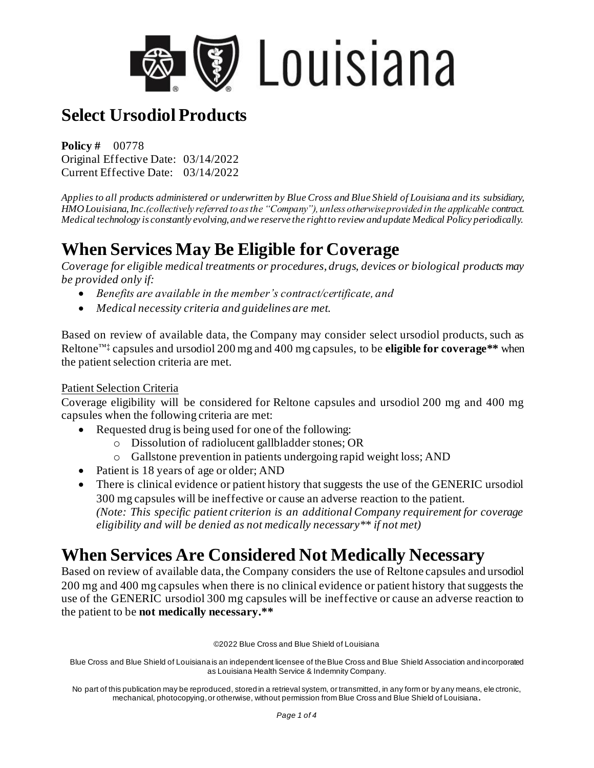Louisiana

# Select Ursodiol Products

**Policy #** 00778
Original Effective Date: 03/14/2022
Current Effective Date: 03/14/2022

*Applies to all products administered or underwritten by Blue Cross and Blue Shield of Louisiana and its subsidiary, HMO Louisiana, Inc.(collectively referred to as the "Company"), unless otherwise provided in the applicable contract. Medical technology is constantly evolving, and we reserve the right to review and update Medical Policy periodically.*

# When Services May Be Eligible for Coverage

*Coverage for eligible medical treatments or procedures, drugs, devices or biological products may be provided only if:*

- *Benefits are available in the member's contract/certificate, and*
- *Medical necessity criteria and guidelines are met.*

Based on review of available data, the Company may consider select ursodiol products, such as Reltone™‡ capsules and ursodiol 200 mg and 400 mg capsules, to be **eligible for coverage\*\*** when the patient selection criteria are met.

Patient Selection Criteria

Coverage eligibility will be considered for Reltone capsules and ursodiol 200 mg and 400 mg capsules when the following criteria are met:

- Requested drug is being used for one of the following:
  - Dissolution of radiolucent gallbladder stones; OR
  - Gallstone prevention in patients undergoing rapid weight loss; AND
- Patient is 18 years of age or older; AND
- There is clinical evidence or patient history that suggests the use of the GENERIC ursodiol 300 mg capsules will be ineffective or cause an adverse reaction to the patient.
  *(Note: This specific patient criterion is an additional Company requirement for coverage eligibility and will be denied as not medically necessary\*\* if not met)*

# When Services Are Considered Not Medically Necessary

Based on review of available data, the Company considers the use of Reltone capsules and ursodiol 200 mg and 400 mg capsules when there is no clinical evidence or patient history that suggests the use of the GENERIC ursodiol 300 mg capsules will be ineffective or cause an adverse reaction to the patient to be **not medically necessary.\*\***

©2022 Blue Cross and Blue Shield of Louisiana

Blue Cross and Blue Shield of Louisiana is an independent licensee of the Blue Cross and Blue Shield Association and incorporated as Louisiana Health Service & Indemnity Company.

No part of this publication may be reproduced, stored in a retrieval system, or transmitted, in any form or by any means, electronic, mechanical, photocopying, or otherwise, without permission from Blue Cross and Blue Shield of Louisiana.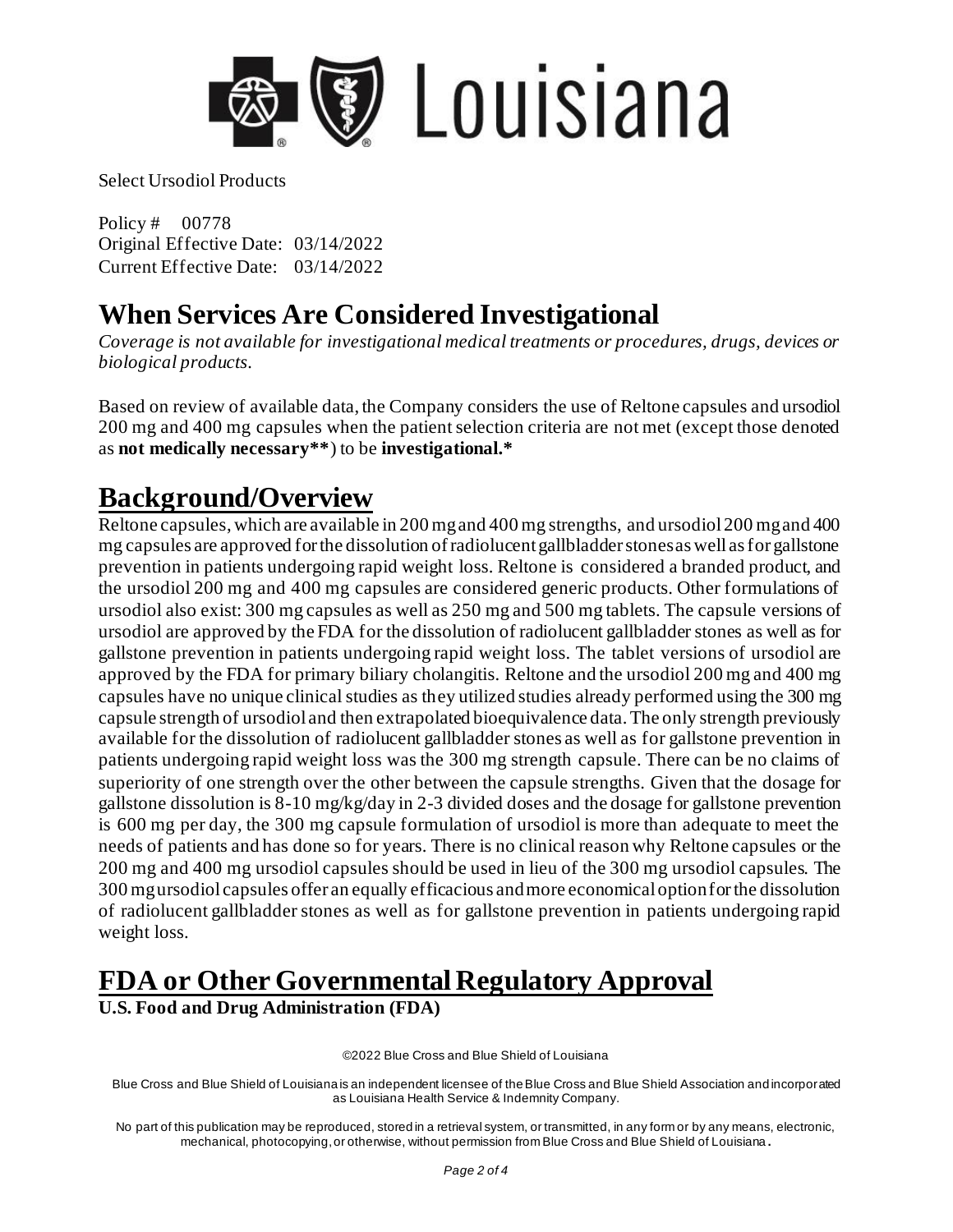Select Ursodiol Products

Policy # 00778
Original Effective Date: 03/14/2022
Current Effective Date: 03/14/2022

# When Services Are Considered Investigational

*Coverage is not available for investigational medical treatments or procedures, drugs, devices or biological products.*

Based on review of available data, the Company considers the use of Reltone capsules and ursodiol 200 mg and 400 mg capsules when the patient selection criteria are not met (except those denoted as **not medically necessary****) to be **investigational.***

# Background/Overview

Reltone capsules, which are available in 200 mg and 400 mg strengths, and ursodiol 200 mg and 400 mg capsules are approved for the dissolution of radiolucent gallbladder stones as well as for gallstone prevention in patients undergoing rapid weight loss. Reltone is considered a branded product, and the ursodiol 200 mg and 400 mg capsules are considered generic products. Other formulations of ursodiol also exist: 300 mg capsules as well as 250 mg and 500 mg tablets. The capsule versions of ursodiol are approved by the FDA for the dissolution of radiolucent gallbladder stones as well as for gallstone prevention in patients undergoing rapid weight loss. The tablet versions of ursodiol are approved by the FDA for primary biliary cholangitis. Reltone and the ursodiol 200 mg and 400 mg capsules have no unique clinical studies as they utilized studies already performed using the 300 mg capsule strength of ursodiol and then extrapolated bioequivalence data. The only strength previously available for the dissolution of radiolucent gallbladder stones as well as for gallstone prevention in patients undergoing rapid weight loss was the 300 mg strength capsule. There can be no claims of superiority of one strength over the other between the capsule strengths. Given that the dosage for gallstone dissolution is 8-10 mg/kg/day in 2-3 divided doses and the dosage for gallstone prevention is 600 mg per day, the 300 mg capsule formulation of ursodiol is more than adequate to meet the needs of patients and has done so for years. There is no clinical reason why Reltone capsules or the 200 mg and 400 mg ursodiol capsules should be used in lieu of the 300 mg ursodiol capsules. The 300 mg ursodiol capsules offer an equally efficacious and more economical option for the dissolution of radiolucent gallbladder stones as well as for gallstone prevention in patients undergoing rapid weight loss.

# FDA or Other Governmental Regulatory Approval

**U.S. Food and Drug Administration (FDA)**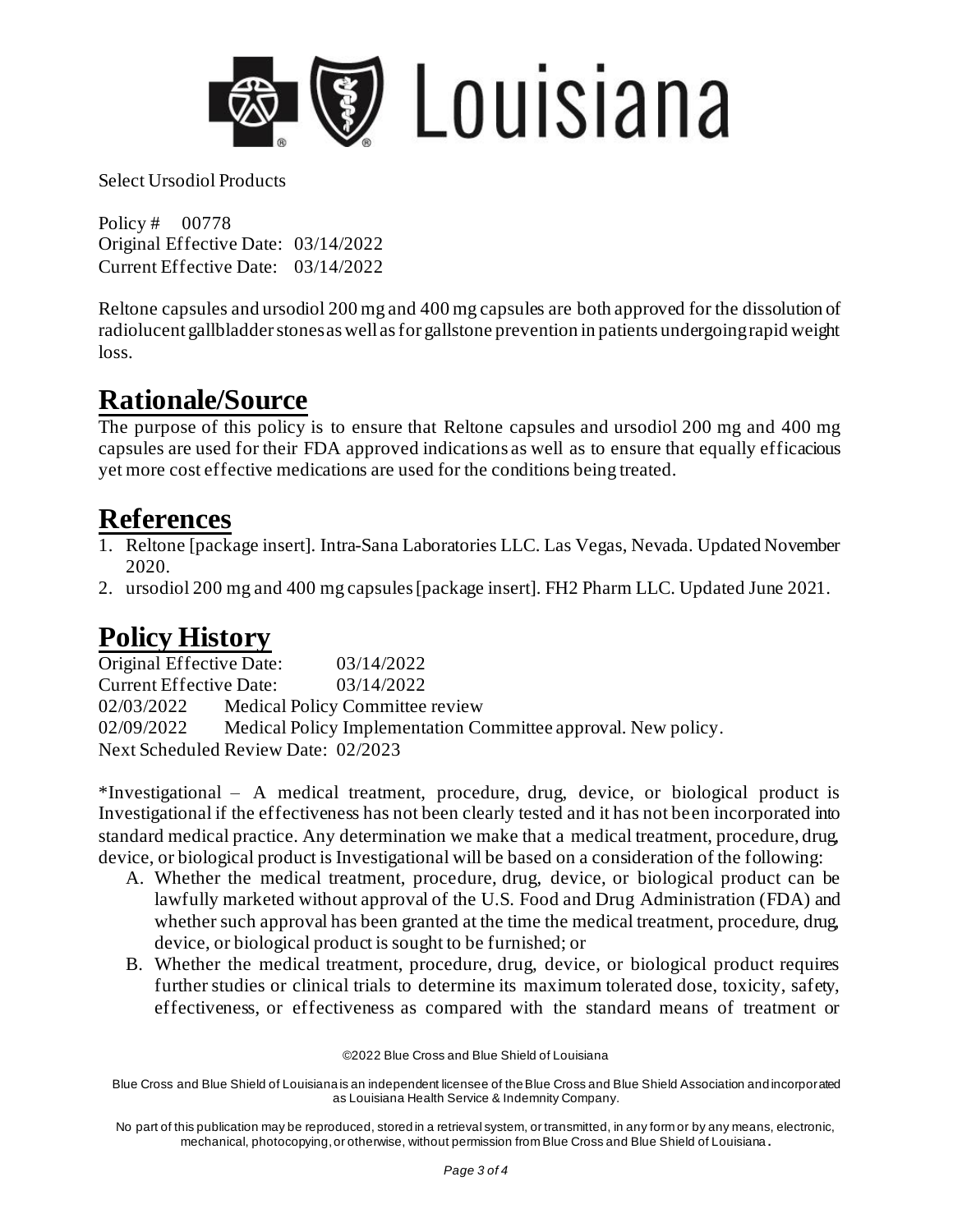Select Ursodiol Products

Policy # 00778
Original Effective Date: 03/14/2022
Current Effective Date: 03/14/2022

Reltone capsules and ursodiol 200 mg and 400 mg capsules are both approved for the dissolution of radiolucent gallbladder stones as well as for gallstone prevention in patients undergoing rapid weight loss.

# Rationale/Source

The purpose of this policy is to ensure that Reltone capsules and ursodiol 200 mg and 400 mg capsules are used for their FDA approved indications as well as to ensure that equally efficacious yet more cost effective medications are used for the conditions being treated.

# References

1. Reltone [package insert]. Intra-Sana Laboratories LLC. Las Vegas, Nevada. Updated November 2020.
2. ursodiol 200 mg and 400 mg capsules [package insert]. FH2 Pharm LLC. Updated June 2021.

# Policy History

Original Effective Date: 03/14/2022
Current Effective Date: 03/14/2022
02/03/2022 Medical Policy Committee review
02/09/2022 Medical Policy Implementation Committee approval. New policy.
Next Scheduled Review Date: 02/2023

*Investigational – A medical treatment, procedure, drug, device, or biological product is Investigational if the effectiveness has not been clearly tested and it has not been incorporated into standard medical practice. Any determination we make that a medical treatment, procedure, drug, device, or biological product is Investigational will be based on a consideration of the following:

A. Whether the medical treatment, procedure, drug, device, or biological product can be lawfully marketed without approval of the U.S. Food and Drug Administration (FDA) and whether such approval has been granted at the time the medical treatment, procedure, drug, device, or biological product is sought to be furnished; or
B. Whether the medical treatment, procedure, drug, device, or biological product requires further studies or clinical trials to determine its maximum tolerated dose, toxicity, safety, effectiveness, or effectiveness as compared with the standard means of treatment or

©2022 Blue Cross and Blue Shield of Louisiana

Blue Cross and Blue Shield of Louisiana is an independent licensee of the Blue Cross and Blue Shield Association and incorporated as Louisiana Health Service & Indemnity Company.

No part of this publication may be reproduced, stored in a retrieval system, or transmitted, in any form or by any means, electronic, mechanical, photocopying, or otherwise, without permission from Blue Cross and Blue Shield of Louisiana.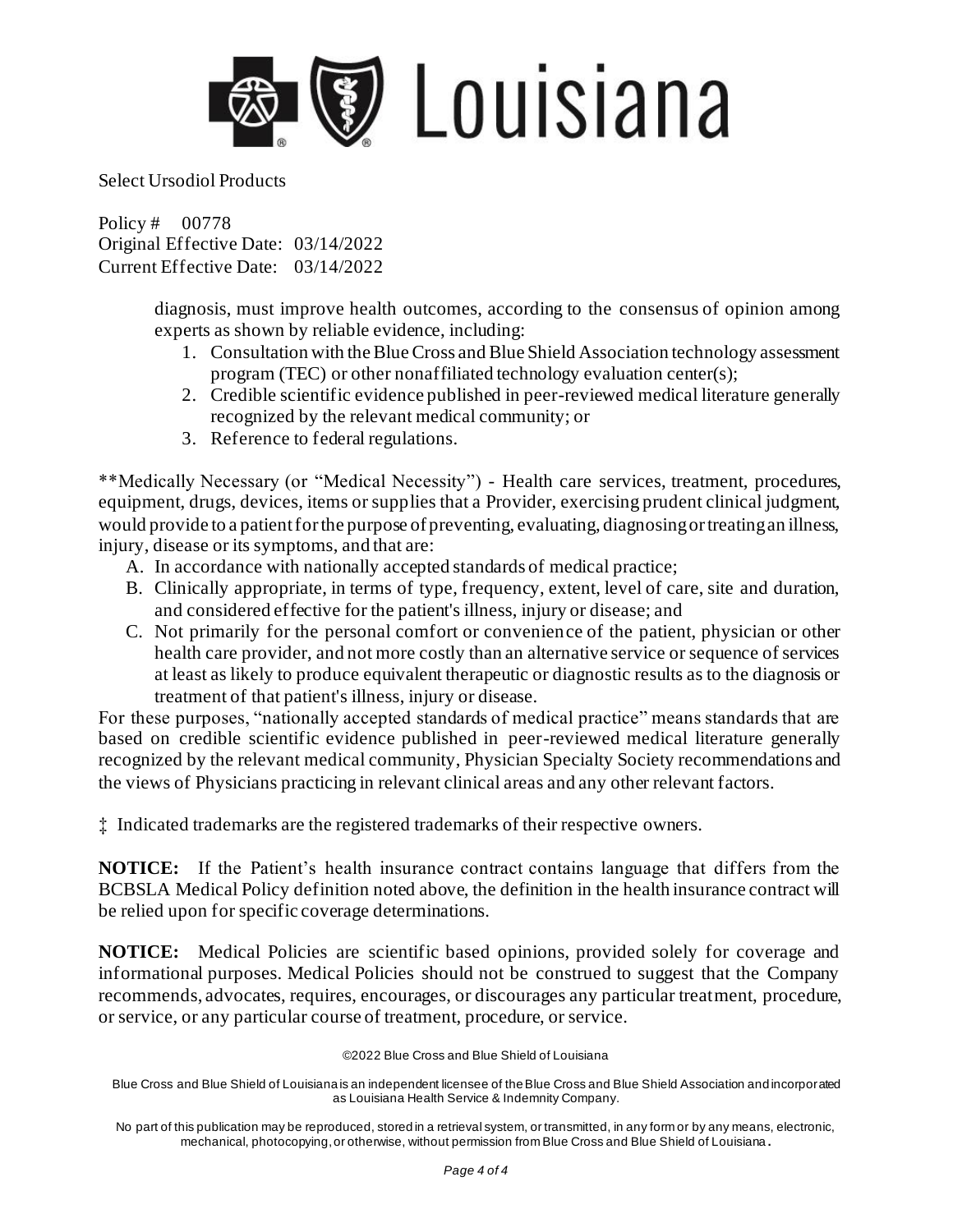diagnosis, must improve health outcomes, according to the consensus of opinion among experts as shown by reliable evidence, including:

1. Consultation with the Blue Cross and Blue Shield Association technology assessment program (TEC) or other nonaffiliated technology evaluation center(s);
2. Credible scientific evidence published in peer-reviewed medical literature generally recognized by the relevant medical community; or
3. Reference to federal regulations.

**Medically Necessary (or "Medical Necessity") - Health care services, treatment, procedures, equipment, drugs, devices, items or supplies that a Provider, exercising prudent clinical judgment, would provide to a patient for the purpose of preventing, evaluating, diagnosing or treating an illness, injury, disease or its symptoms, and that are:

A. In accordance with nationally accepted standards of medical practice;
B. Clinically appropriate, in terms of type, frequency, extent, level of care, site and duration, and considered effective for the patient's illness, injury or disease; and
C. Not primarily for the personal comfort or convenience of the patient, physician or other health care provider, and not more costly than an alternative service or sequence of services at least as likely to produce equivalent therapeutic or diagnostic results as to the diagnosis or treatment of that patient's illness, injury or disease.

For these purposes, "nationally accepted standards of medical practice" means standards that are based on credible scientific evidence published in peer-reviewed medical literature generally recognized by the relevant medical community, Physician Specialty Society recommendations and the views of Physicians practicing in relevant clinical areas and any other relevant factors.

‡ Indicated trademarks are the registered trademarks of their respective owners.

**NOTICE:** If the Patient's health insurance contract contains language that differs from the BCBSLA Medical Policy definition noted above, the definition in the health insurance contract will be relied upon for specific coverage determinations.

**NOTICE:** Medical Policies are scientific based opinions, provided solely for coverage and informational purposes. Medical Policies should not be construed to suggest that the Company recommends, advocates, requires, encourages, or discourages any particular treatment, procedure, or service, or any particular course of treatment, procedure, or service.